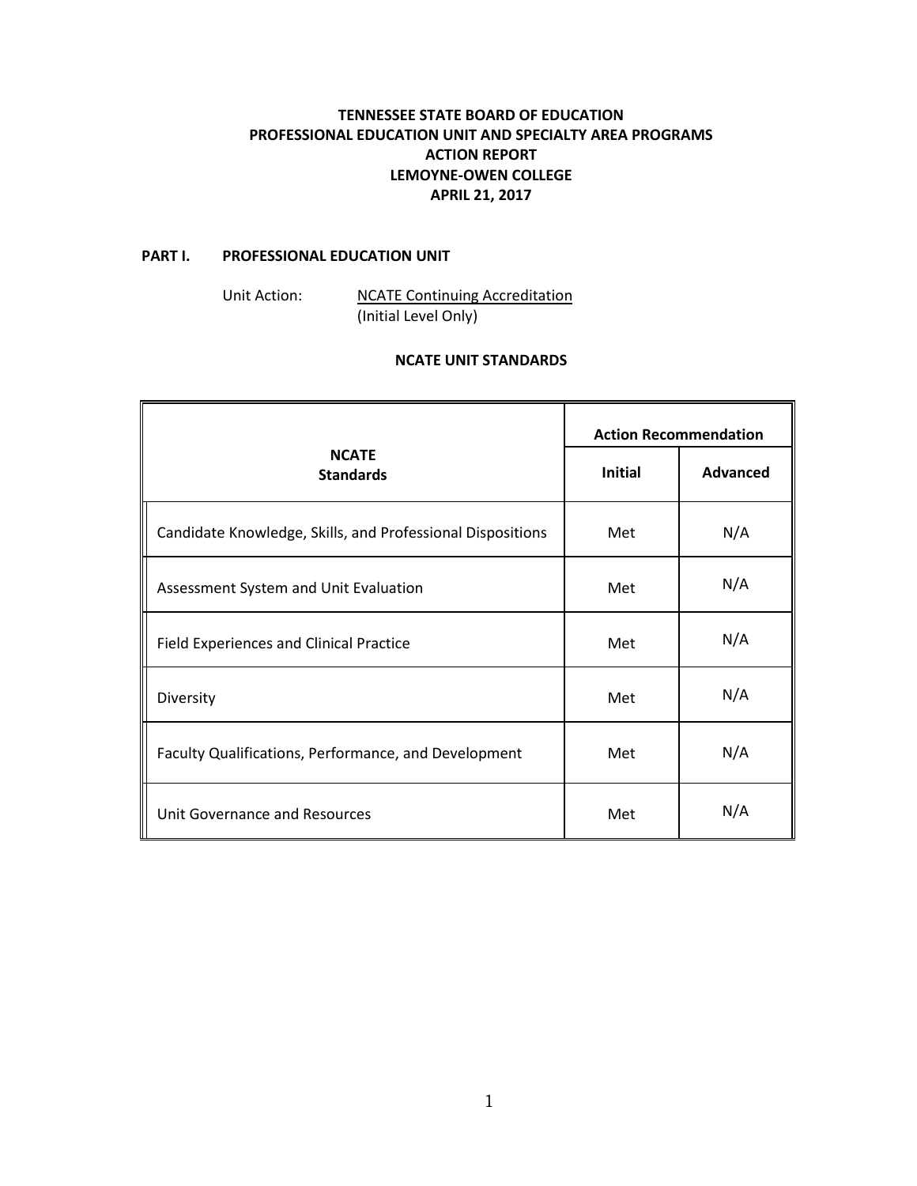# TENNESSEE STATE BOARD OF EDUCATION
# PROFESSIONAL EDUCATION UNIT AND SPECIALTY AREA PROGRAMS
# ACTION REPORT
# LEMOYNE-OWEN COLLEGE
# APRIL 21, 2017

## PART I. PROFESSIONAL EDUCATION UNIT

Unit Action: NCATE Continuing Accreditation
(Initial Level Only)

### NCATE UNIT STANDARDS

| NCATE Standards | Action Recommendation | |
|---|---|---|
| | **Initial** | **Advanced** |
| Candidate Knowledge, Skills, and Professional Dispositions | Met | N/A |
| Assessment System and Unit Evaluation | Met | N/A |
| Field Experiences and Clinical Practice | Met | N/A |
| Diversity | Met | N/A |
| Faculty Qualifications, Performance, and Development | Met | N/A |
| Unit Governance and Resources | Met | N/A |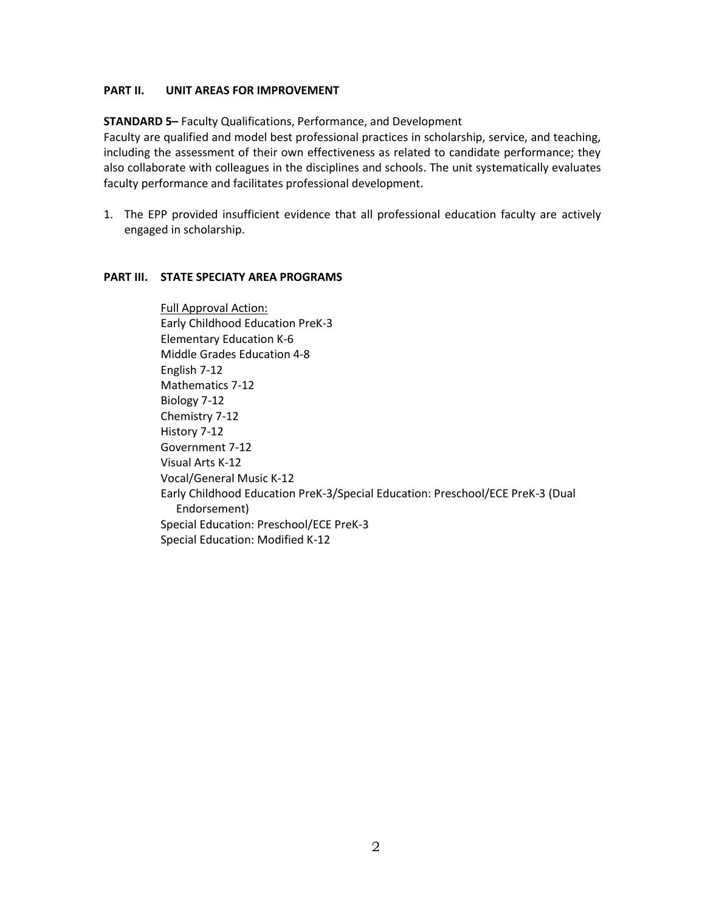## PART II. UNIT AREAS FOR IMPROVEMENT

**STANDARD 5–** Faculty Qualifications, Performance, and Development

Faculty are qualified and model best professional practices in scholarship, service, and teaching, including the assessment of their own effectiveness as related to candidate performance; they also collaborate with colleagues in the disciplines and schools. The unit systematically evaluates faculty performance and facilitates professional development.

1. The EPP provided insufficient evidence that all professional education faculty are actively engaged in scholarship.

## PART III. STATE SPECIATY AREA PROGRAMS

Full Approval Action:

Early Childhood Education PreK-3
Elementary Education K-6
Middle Grades Education 4-8
English 7-12
Mathematics 7-12
Biology 7-12
Chemistry 7-12
History 7-12
Government 7-12
Visual Arts K-12
Vocal/General Music K-12
Early Childhood Education PreK-3/Special Education: Preschool/ECE PreK-3 (Dual Endorsement)
Special Education: Preschool/ECE PreK-3
Special Education: Modified K-12